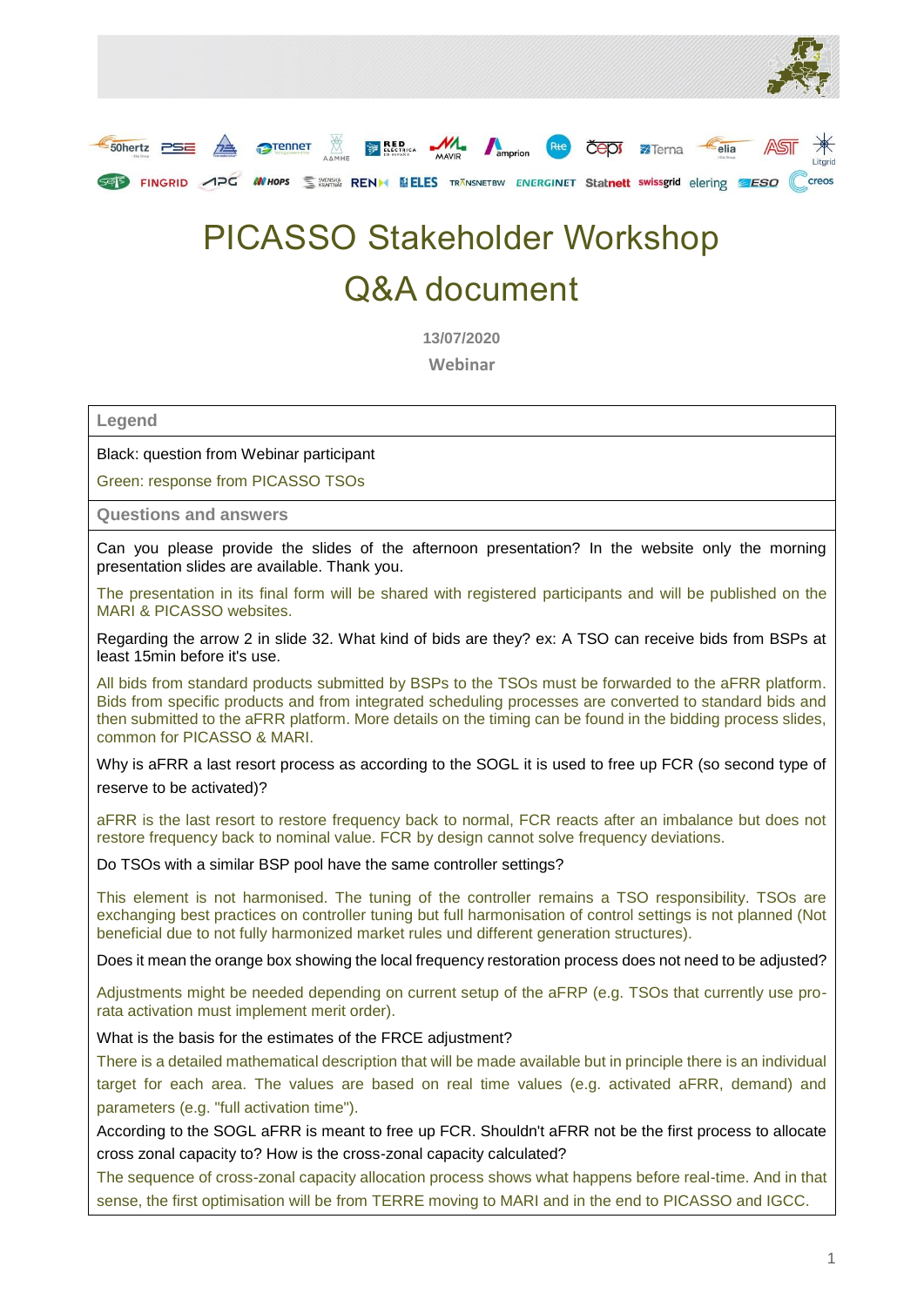# PICASSO Stakeholder Workshop

# Q&A document

**13/07/2020**

**Webinar**

| Legend |
|---|
| Black: question from Webinar participant<br>Green: response from PICASSO TSOs |
| **Questions and answers** |
| Can you please provide the slides of the afternoon presentation? In the website only the morning presentation slides are available. Thank you. |
| The presentation in its final form will be shared with registered participants and will be published on the MARI & PICASSO websites. |
| Regarding the arrow 2 in slide 32. What kind of bids are they? ex: A TSO can receive bids from BSPs at least 15min before it's use. |
| All bids from standard products submitted by BSPs to the TSOs must be forwarded to the aFRR platform. Bids from specific products and from integrated scheduling processes are converted to standard bids and then submitted to the aFRR platform. More details on the timing can be found in the bidding process slides, common for PICASSO & MARI. |
| Why is aFRR a last resort process as according to the SOGL it is used to free up FCR (so second type of reserve to be activated)? |
| aFRR is the last resort to restore frequency back to normal, FCR reacts after an imbalance but does not restore frequency back to nominal value. FCR by design cannot solve frequency deviations. |
| Do TSOs with a similar BSP pool have the same controller settings? |
| This element is not harmonised. The tuning of the controller remains a TSO responsibility. TSOs are exchanging best practices on controller tuning but full harmonisation of control settings is not planned (Not beneficial due to not fully harmonized market rules und different generation structures). |
| Does it mean the orange box showing the local frequency restoration process does not need to be adjusted? |
| Adjustments might be needed depending on current setup of the aFRP (e.g. TSOs that currently use pro-rata activation must implement merit order). |
| What is the basis for the estimates of the FRCE adjustment? |
| There is a detailed mathematical description that will be made available but in principle there is an individual target for each area. The values are based on real time values (e.g. activated aFRR, demand) and parameters (e.g. "full activation time"). |
| According to the SOGL aFRR is meant to free up FCR. Shouldn't aFRR not be the first process to allocate cross zonal capacity to? How is the cross-zonal capacity calculated? |
| The sequence of cross-zonal capacity allocation process shows what happens before real-time. And in that sense, the first optimisation will be from TERRE moving to MARI and in the end to PICASSO and IGCC. |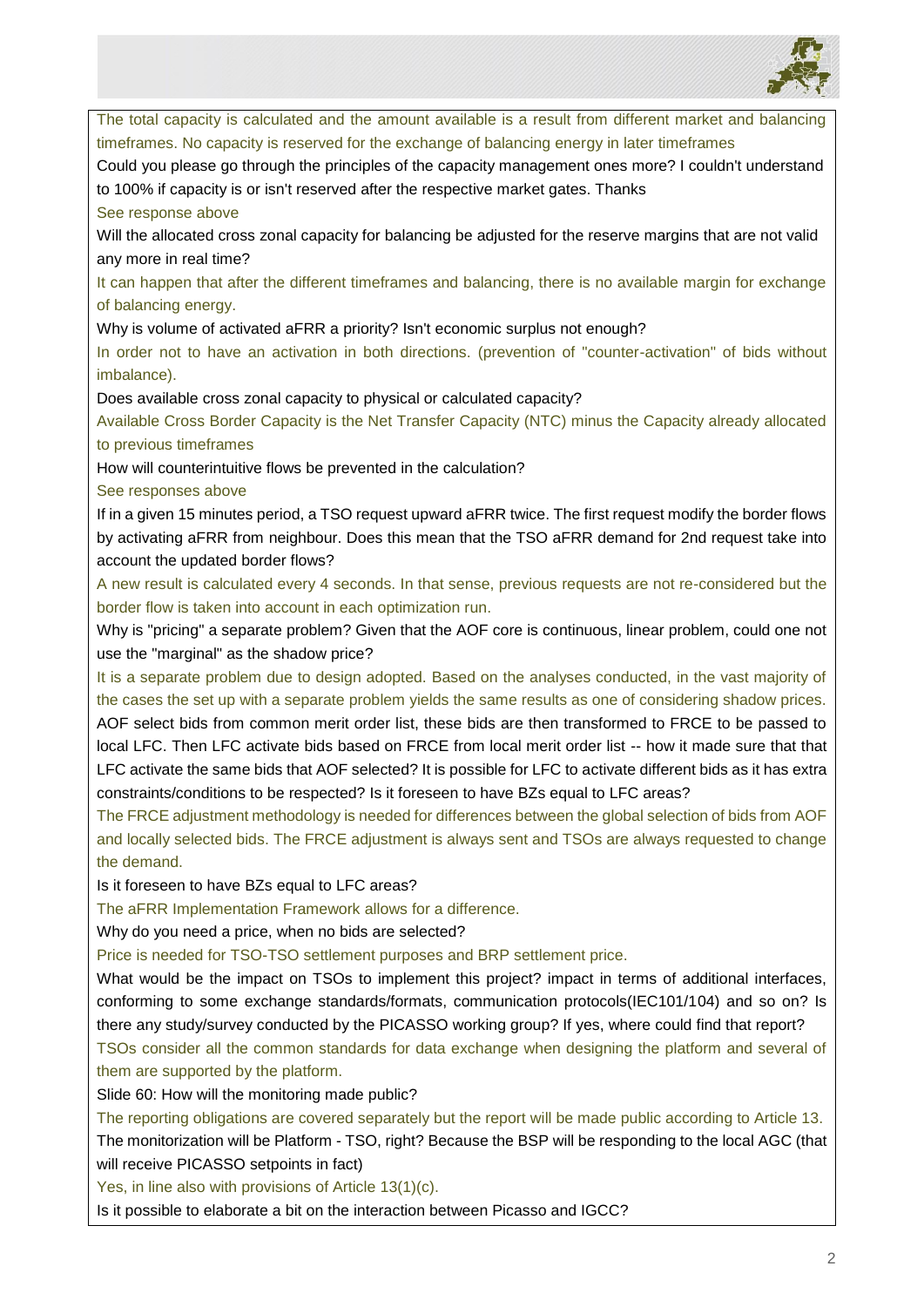The total capacity is calculated and the amount available is a result from different market and balancing timeframes. No capacity is reserved for the exchange of balancing energy in later timeframes

Could you please go through the principles of the capacity management ones more? I couldn't understand to 100% if capacity is or isn't reserved after the respective market gates. Thanks

See response above

Will the allocated cross zonal capacity for balancing be adjusted for the reserve margins that are not valid any more in real time?

It can happen that after the different timeframes and balancing, there is no available margin for exchange of balancing energy.

Why is volume of activated aFRR a priority? Isn't economic surplus not enough?

In order not to have an activation in both directions. (prevention of "counter-activation" of bids without imbalance).

Does available cross zonal capacity to physical or calculated capacity?

Available Cross Border Capacity is the Net Transfer Capacity (NTC) minus the Capacity already allocated to previous timeframes

How will counterintuitive flows be prevented in the calculation?

See responses above

If in a given 15 minutes period, a TSO request upward aFRR twice. The first request modify the border flows by activating aFRR from neighbour. Does this mean that the TSO aFRR demand for 2nd request take into account the updated border flows?

A new result is calculated every 4 seconds. In that sense, previous requests are not re-considered but the border flow is taken into account in each optimization run.

Why is "pricing" a separate problem? Given that the AOF core is continuous, linear problem, could one not use the "marginal" as the shadow price?

It is a separate problem due to design adopted. Based on the analyses conducted, in the vast majority of the cases the set up with a separate problem yields the same results as one of considering shadow prices.

AOF select bids from common merit order list, these bids are then transformed to FRCE to be passed to local LFC. Then LFC activate bids based on FRCE from local merit order list -- how it made sure that that LFC activate the same bids that AOF selected? It is possible for LFC to activate different bids as it has extra constraints/conditions to be respected? Is it foreseen to have BZs equal to LFC areas?

The FRCE adjustment methodology is needed for differences between the global selection of bids from AOF and locally selected bids. The FRCE adjustment is always sent and TSOs are always requested to change the demand.

Is it foreseen to have BZs equal to LFC areas?

The aFRR Implementation Framework allows for a difference.

Why do you need a price, when no bids are selected?

Price is needed for TSO-TSO settlement purposes and BRP settlement price.

What would be the impact on TSOs to implement this project? impact in terms of additional interfaces, conforming to some exchange standards/formats, communication protocols(IEC101/104) and so on? Is there any study/survey conducted by the PICASSO working group? If yes, where could find that report?

TSOs consider all the common standards for data exchange when designing the platform and several of them are supported by the platform.

Slide 60: How will the monitoring made public?

The reporting obligations are covered separately but the report will be made public according to Article 13.

The monitorization will be Platform - TSO, right? Because the BSP will be responding to the local AGC (that will receive PICASSO setpoints in fact)

Yes, in line also with provisions of Article 13(1)(c).

Is it possible to elaborate a bit on the interaction between Picasso and IGCC?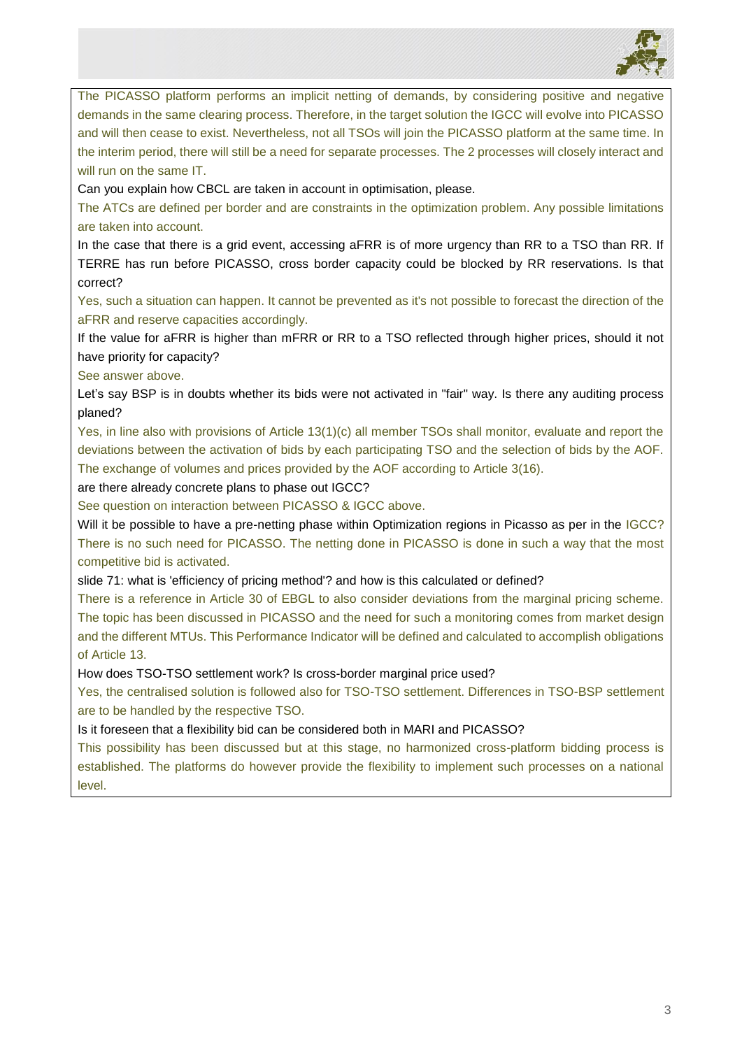The PICASSO platform performs an implicit netting of demands, by considering positive and negative demands in the same clearing process. Therefore, in the target solution the IGCC will evolve into PICASSO and will then cease to exist. Nevertheless, not all TSOs will join the PICASSO platform at the same time. In the interim period, there will still be a need for separate processes. The 2 processes will closely interact and will run on the same IT.

Can you explain how CBCL are taken in account in optimisation, please.

The ATCs are defined per border and are constraints in the optimization problem. Any possible limitations are taken into account.

In the case that there is a grid event, accessing aFRR is of more urgency than RR to a TSO than RR. If TERRE has run before PICASSO, cross border capacity could be blocked by RR reservations. Is that correct?

Yes, such a situation can happen. It cannot be prevented as it's not possible to forecast the direction of the aFRR and reserve capacities accordingly.

If the value for aFRR is higher than mFRR or RR to a TSO reflected through higher prices, should it not have priority for capacity?

See answer above.

Let's say BSP is in doubts whether its bids were not activated in "fair" way. Is there any auditing process planed?

Yes, in line also with provisions of Article 13(1)(c) all member TSOs shall monitor, evaluate and report the deviations between the activation of bids by each participating TSO and the selection of bids by the AOF. The exchange of volumes and prices provided by the AOF according to Article 3(16).

are there already concrete plans to phase out IGCC?

See question on interaction between PICASSO & IGCC above.

Will it be possible to have a pre-netting phase within Optimization regions in Picasso as per in the IGCC?

There is no such need for PICASSO. The netting done in PICASSO is done in such a way that the most competitive bid is activated.

slide 71: what is 'efficiency of pricing method'? and how is this calculated or defined?

There is a reference in Article 30 of EBGL to also consider deviations from the marginal pricing scheme. The topic has been discussed in PICASSO and the need for such a monitoring comes from market design and the different MTUs. This Performance Indicator will be defined and calculated to accomplish obligations of Article 13.

How does TSO-TSO settlement work? Is cross-border marginal price used?

Yes, the centralised solution is followed also for TSO-TSO settlement. Differences in TSO-BSP settlement are to be handled by the respective TSO.

Is it foreseen that a flexibility bid can be considered both in MARI and PICASSO?

This possibility has been discussed but at this stage, no harmonized cross-platform bidding process is established. The platforms do however provide the flexibility to implement such processes on a national level.